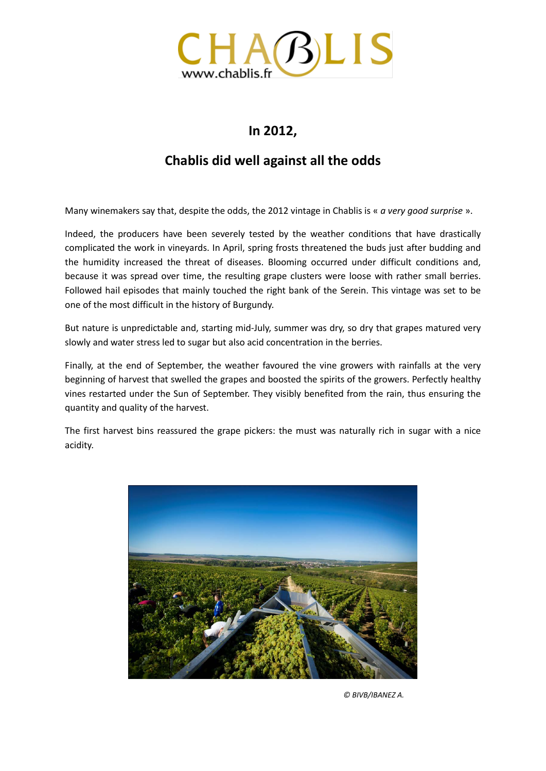# In 2012,

## Chablis did well against all the odds

Many winemakers say that, despite the odds, the 2012 vintage in Chablis is « *a very good surprise* ».

Indeed, the producers have been severely tested by the weather conditions that have drastically complicated the work in vineyards. In April, spring frosts threatened the buds just after budding and the humidity increased the threat of diseases. Blooming occurred under difficult conditions and, because it was spread over time, the resulting grape clusters were loose with rather small berries. Followed hail episodes that mainly touched the right bank of the Serein. This vintage was set to be one of the most difficult in the history of Burgundy.

But nature is unpredictable and, starting mid-July, summer was dry, so dry that grapes matured very slowly and water stress led to sugar but also acid concentration in the berries.

Finally, at the end of September, the weather favoured the vine growers with rainfalls at the very beginning of harvest that swelled the grapes and boosted the spirits of the growers. Perfectly healthy vines restarted under the Sun of September. They visibly benefited from the rain, thus ensuring the quantity and quality of the harvest.

The first harvest bins reassured the grape pickers: the must was naturally rich in sugar with a nice acidity.

*© BIVB/IBANEZ A.*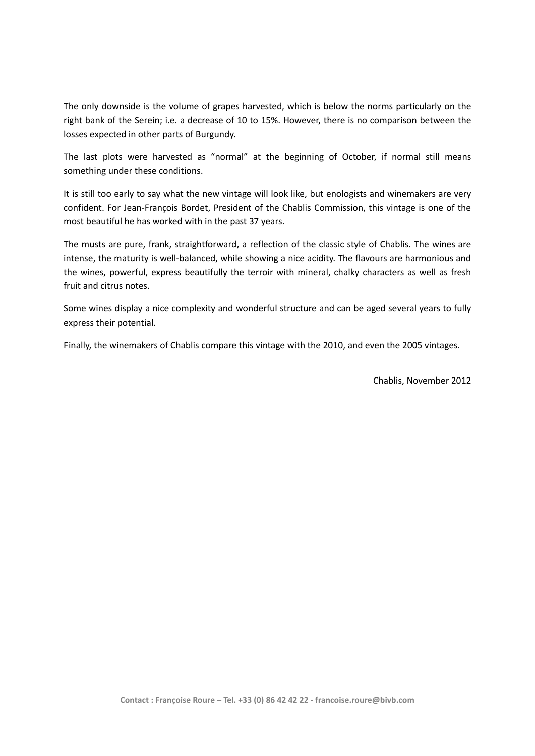The only downside is the volume of grapes harvested, which is below the norms particularly on the right bank of the Serein; i.e. a decrease of 10 to 15%. However, there is no comparison between the losses expected in other parts of Burgundy.

The last plots were harvested as “normal” at the beginning of October, if normal still means something under these conditions.

It is still too early to say what the new vintage will look like, but enologists and winemakers are very confident. For Jean-François Bordet, President of the Chablis Commission, this vintage is one of the most beautiful he has worked with in the past 37 years.

The musts are pure, frank, straightforward, a reflection of the classic style of Chablis. The wines are intense, the maturity is well-balanced, while showing a nice acidity. The flavours are harmonious and the wines, powerful, express beautifully the terroir with mineral, chalky characters as well as fresh fruit and citrus notes.

Some wines display a nice complexity and wonderful structure and can be aged several years to fully express their potential.

Finally, the winemakers of Chablis compare this vintage with the 2010, and even the 2005 vintages.

Chablis, November 2012

**Contact : Françoise Roure – Tel. +33 (0) 86 42 42 22 - francoise.roure@bivb.com**